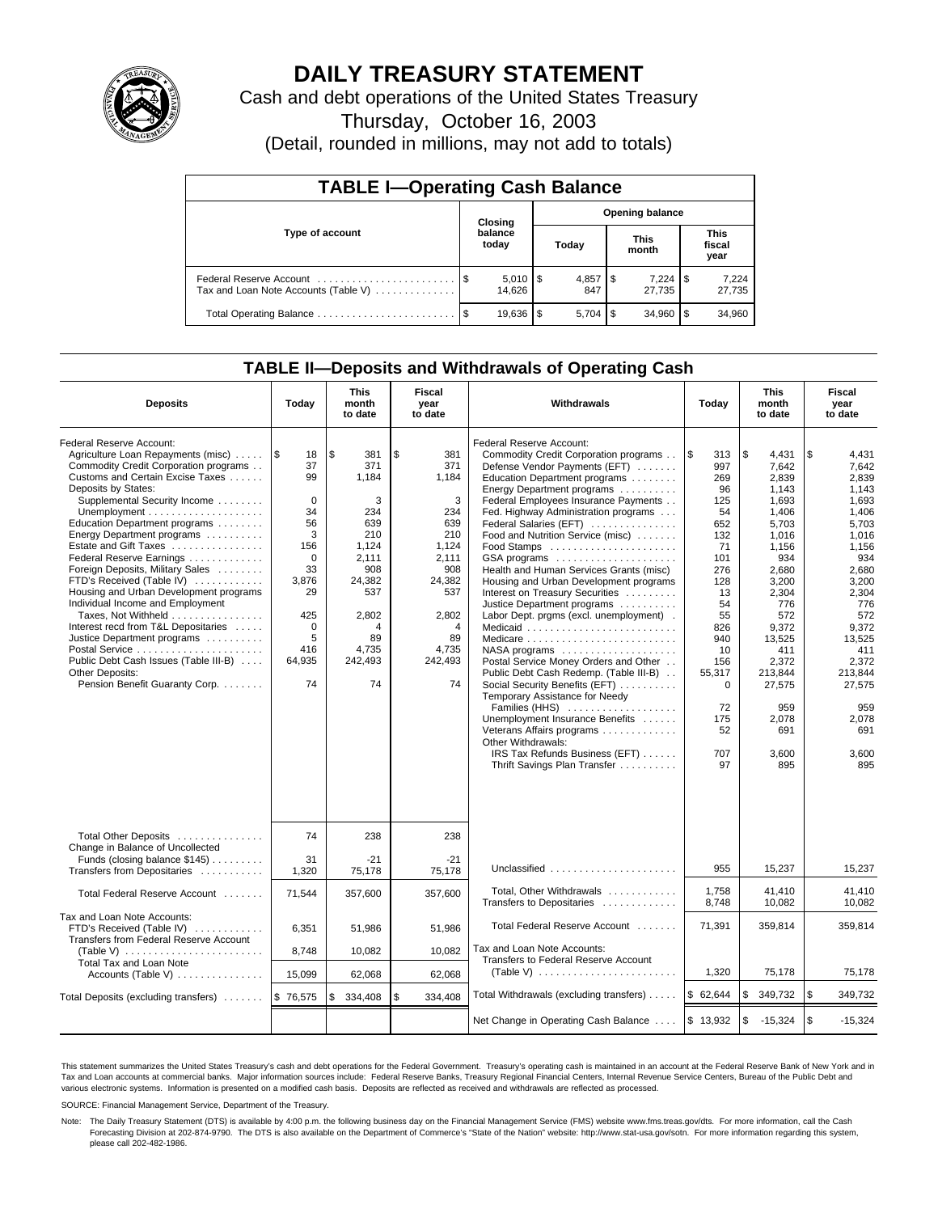# DAILY TREASURY STATEMENT

Cash and debt operations of the United States Treasury

Thursday, October 16, 2003

(Detail, rounded in millions, may not add to totals)

| TABLE I—Operating Cash Balance | | | | |
|---|---|---|---|---|
| Type of account | Closing balance today | Opening balance | | |
| | | Today | This month | This fiscal year |
| Federal Reserve Account | $ 5,010 | $ 4,857 | $ 7,224 | $ 7,224 |
| Tax and Loan Note Accounts (Table V) | 14,626 | 847 | 27,735 | 27,735 |
| Total Operating Balance | $ 19,636 | $ 5,704 | $ 34,960 | $ 34,960 |

## TABLE II—Deposits and Withdrawals of Operating Cash

| Deposits | Today | This month to date | Fiscal year to date | Withdrawals | Today | This month to date | Fiscal year to date |
|---|---|---|---|---|---|---|---|
| Federal Reserve Account: | | | | Federal Reserve Account: | | | |
| Agriculture Loan Repayments (misc) | $ 18 | $ 381 | $ 381 | Commodity Credit Corporation programs | $ 313 | $ 4,431 | $ 4,431 |
| Commodity Credit Corporation programs | 37 | 371 | 371 | Defense Vendor Payments (EFT) | 997 | 7,642 | 7,642 |
| Customs and Certain Excise Taxes | 99 | 1,184 | 1,184 | Education Department programs | 269 | 2,839 | 2,839 |
| Deposits by States: | | | | Energy Department programs | 96 | 1,143 | 1,143 |
| Supplemental Security Income | 0 | 3 | 3 | Federal Employees Insurance Payments | 125 | 1,693 | 1,693 |
| Unemployment | 34 | 234 | 234 | Fed. Highway Administration programs | 54 | 1,406 | 1,406 |
| Education Department programs | 56 | 639 | 639 | Federal Salaries (EFT) | 652 | 5,703 | 5,703 |
| Energy Department programs | 3 | 210 | 210 | Food and Nutrition Service (misc) | 132 | 1,016 | 1,016 |
| Estate and Gift Taxes | 156 | 1,124 | 1,124 | Food Stamps | 71 | 1,156 | 1,156 |
| Federal Reserve Earnings | 0 | 2,111 | 2,111 | GSA programs | 101 | 934 | 934 |
| Foreign Deposits, Military Sales | 33 | 908 | 908 | Health and Human Services Grants (misc) | 276 | 2,680 | 2,680 |
| FTD's Received (Table IV) | 3,876 | 24,382 | 24,382 | Housing and Urban Development programs | 128 | 3,200 | 3,200 |
| Housing and Urban Development programs | 29 | 537 | 537 | Interest on Treasury Securities | 13 | 2,304 | 2,304 |
| Individual Income and Employment | | | | Justice Department programs | 54 | 776 | 776 |
| Taxes, Not Withheld | 425 | 2,802 | 2,802 | Labor Dept. prgms (excl. unemployment) | 55 | 572 | 572 |
| Interest recd from T&L Depositaries | 0 | 4 | 4 | Medicaid | 826 | 9,372 | 9,372 |
| Justice Department programs | 5 | 89 | 89 | Medicare | 940 | 13,525 | 13,525 |
| Postal Service | 416 | 4,735 | 4,735 | NASA programs | 10 | 411 | 411 |
| Public Debt Cash Issues (Table III-B) | 64,935 | 242,493 | 242,493 | Postal Service Money Orders and Other | 156 | 2,372 | 2,372 |
| Other Deposits: | | | | Public Debt Cash Redemp. (Table III-B) | 55,317 | 213,844 | 213,844 |
| Pension Benefit Guaranty Corp. | 74 | 74 | 74 | Social Security Benefits (EFT) | 0 | 27,575 | 27,575 |
| | | | | Temporary Assistance for Needy Families (HHS) | 72 | 959 | 959 |
| | | | | Unemployment Insurance Benefits | 175 | 2,078 | 2,078 |
| | | | | Veterans Affairs programs | 52 | 691 | 691 |
| | | | | Other Withdrawals: | | | |
| | | | | IRS Tax Refunds Business (EFT) | 707 | 3,600 | 3,600 |
| | | | | Thrift Savings Plan Transfer | 97 | 895 | 895 |
| Total Other Deposits | 74 | 238 | 238 | | | | |
| Change in Balance of Uncollected Funds (closing balance $145) | 31 | -21 | -21 | | | | |
| Transfers from Depositaries | 1,320 | 75,178 | 75,178 | Unclassified | 955 | 15,237 | 15,237 |
| Total Federal Reserve Account | 71,544 | 357,600 | 357,600 | Total, Other Withdrawals | 1,758 | 41,410 | 41,410 |
| | | | | Transfers to Depositaries | 8,748 | 10,082 | 10,082 |
| Tax and Loan Note Accounts: | | | | | | | |
| FTD's Received (Table IV) | 6,351 | 51,986 | 51,986 | Total Federal Reserve Account | 71,391 | 359,814 | 359,814 |
| Transfers from Federal Reserve Account (Table V) | 8,748 | 10,082 | 10,082 | Tax and Loan Note Accounts: | | | |
| Total Tax and Loan Note Accounts (Table V) | 15,099 | 62,068 | 62,068 | Transfers to Federal Reserve Account (Table V) | 1,320 | 75,178 | 75,178 |
| Total Deposits (excluding transfers) | $ 76,575 | $ 334,408 | $ 334,408 | Total Withdrawals (excluding transfers) | $ 62,644 | $ 349,732 | $ 349,732 |
| | | | | Net Change in Operating Cash Balance | $ 13,932 | $ -15,324 | $ -15,324 |

This statement summarizes the United States Treasury's cash and debt operations for the Federal Government. Treasury's operating cash is maintained in an account at the Federal Reserve Bank of New York and in Tax and Loan accounts at commercial banks. Major information sources include: Federal Reserve Banks, Treasury Regional Financial Centers, Internal Revenue Service Centers, Bureau of the Public Debt and various electronic systems. Information is presented on a modified cash basis. Deposits are reflected as received and withdrawals are reflected as processed.

SOURCE: Financial Management Service, Department of the Treasury.

Note: The Daily Treasury Statement (DTS) is available by 4:00 p.m. the following business day on the Financial Management Service (FMS) website www.fms.treas.gov/dts. For more information, call the Cash Forecasting Division at 202-874-9790. The DTS is also available on the Department of Commerce's "State of the Nation" website: http://www.stat-usa.gov/sotn. For more information regarding this system, please call 202-482-1986.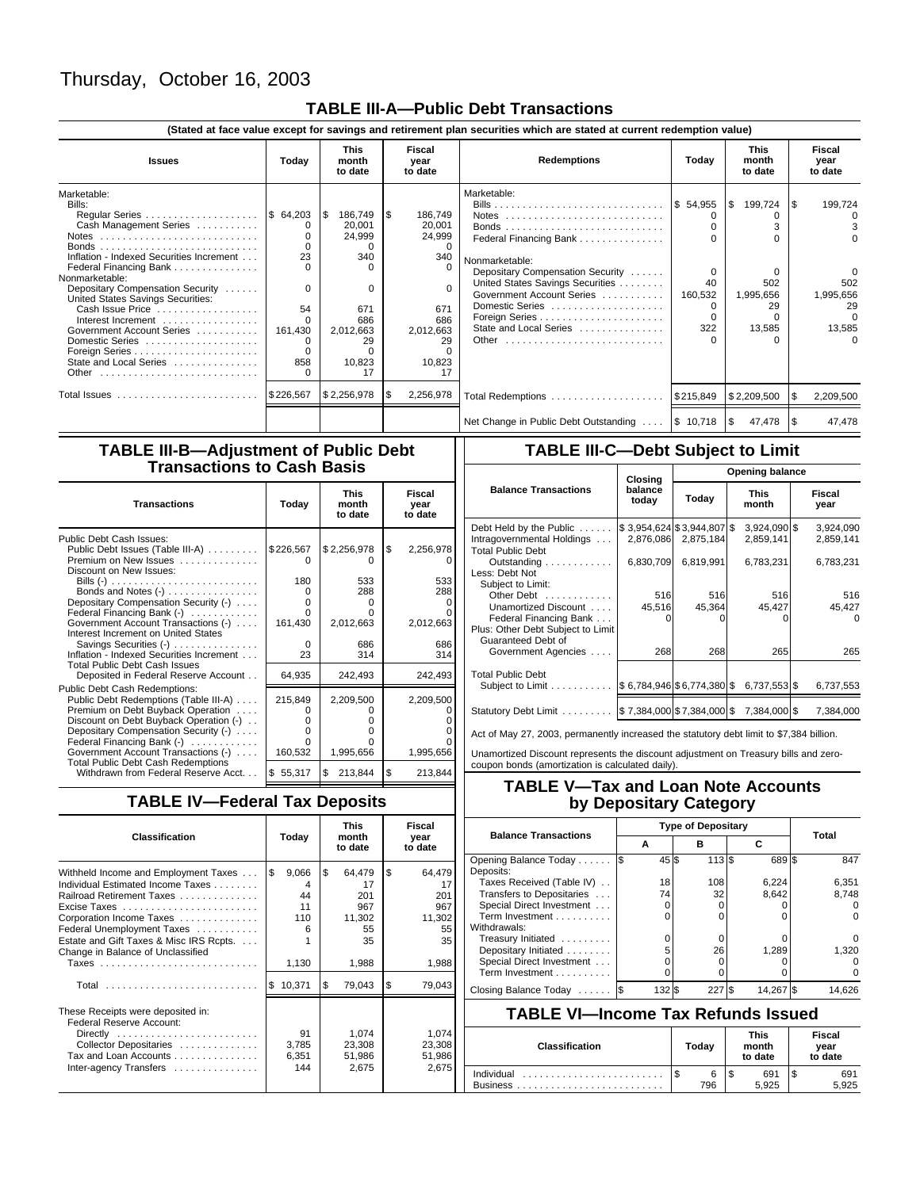# Thursday, October 16, 2003

## TABLE III-A—Public Debt Transactions

(Stated at face value except for savings and retirement plan securities which are stated at current redemption value)

| Issues | Today | This month to date | Fiscal year to date | Redemptions | Today | This month to date | Fiscal year to date |
|---|---|---|---|---|---|---|---|
| Marketable: | | | | Marketable: | | | |
| Bills: | | | | Bills | $ 54,955 | $ 199,724 | $ 199,724 |
| Regular Series | $ 64,203 | $ 186,749 | $ 186,749 | Notes | 0 | 0 | 0 |
| Cash Management Series | 0 | 20,001 | 20,001 | Bonds | 0 | 3 | 3 |
| Notes | 0 | 24,999 | 24,999 | Federal Financing Bank | 0 | 0 | 0 |
| Bonds | 0 | 0 | 0 | | | | |
| Inflation - Indexed Securities Increment | 23 | 340 | 340 | Nonmarketable: | | | |
| Federal Financing Bank | 0 | 0 | 0 | Depositary Compensation Security | 0 | 0 | 0 |
| Nonmarketable: | | | | United States Savings Securities | 40 | 502 | 502 |
| Depositary Compensation Security | 0 | 0 | 0 | Government Account Series | 160,532 | 1,995,656 | 1,995,656 |
| United States Savings Securities: | | | | Domestic Series | 0 | 29 | 29 |
| Cash Issue Price | 54 | 671 | 671 | Foreign Series | 0 | 0 | 0 |
| Interest Increment | 0 | 686 | 686 | State and Local Series | 322 | 13,585 | 13,585 |
| Government Account Series | 161,430 | 2,012,663 | 2,012,663 | Other | 0 | 0 | 0 |
| Domestic Series | 0 | 29 | 29 | | | | |
| Foreign Series | 0 | 0 | 0 | | | | |
| State and Local Series | 858 | 10,823 | 10,823 | | | | |
| Other | 0 | 17 | 17 | | | | |
| Total Issues | $226,567 | $2,256,978 | $ 2,256,978 | Total Redemptions | $215,849 | $2,209,500 | $ 2,209,500 |
| | | | | Net Change in Public Debt Outstanding | $ 10,718 | $ 47,478 | $ 47,478 |

## TABLE III-B—Adjustment of Public Debt Transactions to Cash Basis

| Transactions | Today | This month to date | Fiscal year to date |
|---|---|---|---|
| Public Debt Cash Issues: | | | |
| Public Debt Issues (Table III-A) | $226,567 | $2,256,978 | $ 2,256,978 |
| Premium on New Issues | 0 | 0 | 0 |
| Discount on New Issues: | | | |
| Bills (-) | 180 | 533 | 533 |
| Bonds and Notes (-) | 0 | 288 | 288 |
| Depositary Compensation Security (-) | 0 | 0 | 0 |
| Federal Financing Bank (-) | 0 | 0 | 0 |
| Government Account Transactions (-) | 161,430 | 2,012,663 | 2,012,663 |
| Interest Increment on United States Savings Securities (-) | 0 | 686 | 686 |
| Inflation - Indexed Securities Increment | 23 | 314 | 314 |
| Total Public Debt Cash Issues Deposited in Federal Reserve Account | 64,935 | 242,493 | 242,493 |
| Public Debt Cash Redemptions: | | | |
| Public Debt Redemptions (Table III-A) | 215,849 | 2,209,500 | 2,209,500 |
| Premium on Debt Buyback Operation | 0 | 0 | 0 |
| Discount on Debt Buyback Operation (-) | 0 | 0 | 0 |
| Depositary Compensation Security (-) | 0 | 0 | 0 |
| Federal Financing Bank (-) | 0 | 0 | 0 |
| Government Account Transactions (-) | 160,532 | 1,995,656 | 1,995,656 |
| Total Public Debt Cash Redemptions Withdrawn from Federal Reserve Acct. | $ 55,317 | $ 213,844 | $ 213,844 |

## TABLE III-C—Debt Subject to Limit

| Balance Transactions | Closing balance today | Opening balance Today | Opening balance This month | Opening balance Fiscal year |
|---|---|---|---|---|
| Debt Held by the Public | $ 3,954,624 | $ 3,944,807 | $ 3,924,090 | $ 3,924,090 |
| Intragovernmental Holdings | 2,876,086 | 2,875,184 | 2,859,141 | 2,859,141 |
| Total Public Debt Outstanding | 6,830,709 | 6,819,991 | 6,783,231 | 6,783,231 |
| Less: Debt Not Subject to Limit: | | | | |
| Other Debt | 516 | 516 | 516 | 516 |
| Unamortized Discount | 45,516 | 45,364 | 45,427 | 45,427 |
| Federal Financing Bank | 0 | 0 | 0 | 0 |
| Plus: Other Debt Subject to Limit Guaranteed Debt of Government Agencies | 268 | 268 | 265 | 265 |
| Total Public Debt Subject to Limit | $ 6,784,946 | $ 6,774,380 | $ 6,737,553 | $ 6,737,553 |
| Statutory Debt Limit | $ 7,384,000 | $ 7,384,000 | $ 7,384,000 | $ 7,384,000 |

Act of May 27, 2003, permanently increased the statutory debt limit to $7,384 billion.

Unamortized Discount represents the discount adjustment on Treasury bills and zero-coupon bonds (amortization is calculated daily).

## TABLE IV—Federal Tax Deposits

| Classification | Today | This month to date | Fiscal year to date |
|---|---|---|---|
| Withheld Income and Employment Taxes | $ 9,066 | $ 64,479 | $ 64,479 |
| Individual Estimated Income Taxes | 4 | 17 | 17 |
| Railroad Retirement Taxes | 44 | 201 | 201 |
| Excise Taxes | 11 | 967 | 967 |
| Corporation Income Taxes | 110 | 11,302 | 11,302 |
| Federal Unemployment Taxes | 6 | 55 | 55 |
| Estate and Gift Taxes & Misc IRS Rcpts. | 1 | 35 | 35 |
| Change in Balance of Unclassified Taxes | 1,130 | 1,988 | 1,988 |
| Total | $ 10,371 | $ 79,043 | $ 79,043 |
| These Receipts were deposited in: | | | |
| Federal Reserve Account: | | | |
| Directly | 91 | 1,074 | 1,074 |
| Collector Depositaries | 3,785 | 23,308 | 23,308 |
| Tax and Loan Accounts | 6,351 | 51,986 | 51,986 |
| Inter-agency Transfers | 144 | 2,675 | 2,675 |

## TABLE V—Tax and Loan Note Accounts by Depositary Category

| Balance Transactions | Type of Depositary A | Type of Depositary B | Type of Depositary C | Total |
|---|---|---|---|---|
| Opening Balance Today | $ 45 | $ 113 | $ 689 | $ 847 |
| Deposits: | | | | |
| Taxes Received (Table IV) | 18 | 108 | 6,224 | 6,351 |
| Transfers to Depositaries | 74 | 32 | 8,642 | 8,748 |
| Special Direct Investment | 0 | 0 | 0 | 0 |
| Term Investment | 0 | 0 | 0 | 0 |
| Withdrawals: | | | | |
| Treasury Initiated | 0 | 0 | 0 | 0 |
| Depositary Initiated | 5 | 26 | 1,289 | 1,320 |
| Special Direct Investment | 0 | 0 | 0 | 0 |
| Term Investment | 0 | 0 | 0 | 0 |
| Closing Balance Today | $ 132 | $ 227 | $ 14,267 | $ 14,626 |

## TABLE VI—Income Tax Refunds Issued

| Classification | Today | This month to date | Fiscal year to date |
|---|---|---|---|
| Individual | $ 6 | $ 691 | $ 691 |
| Business | 796 | 5,925 | 5,925 |